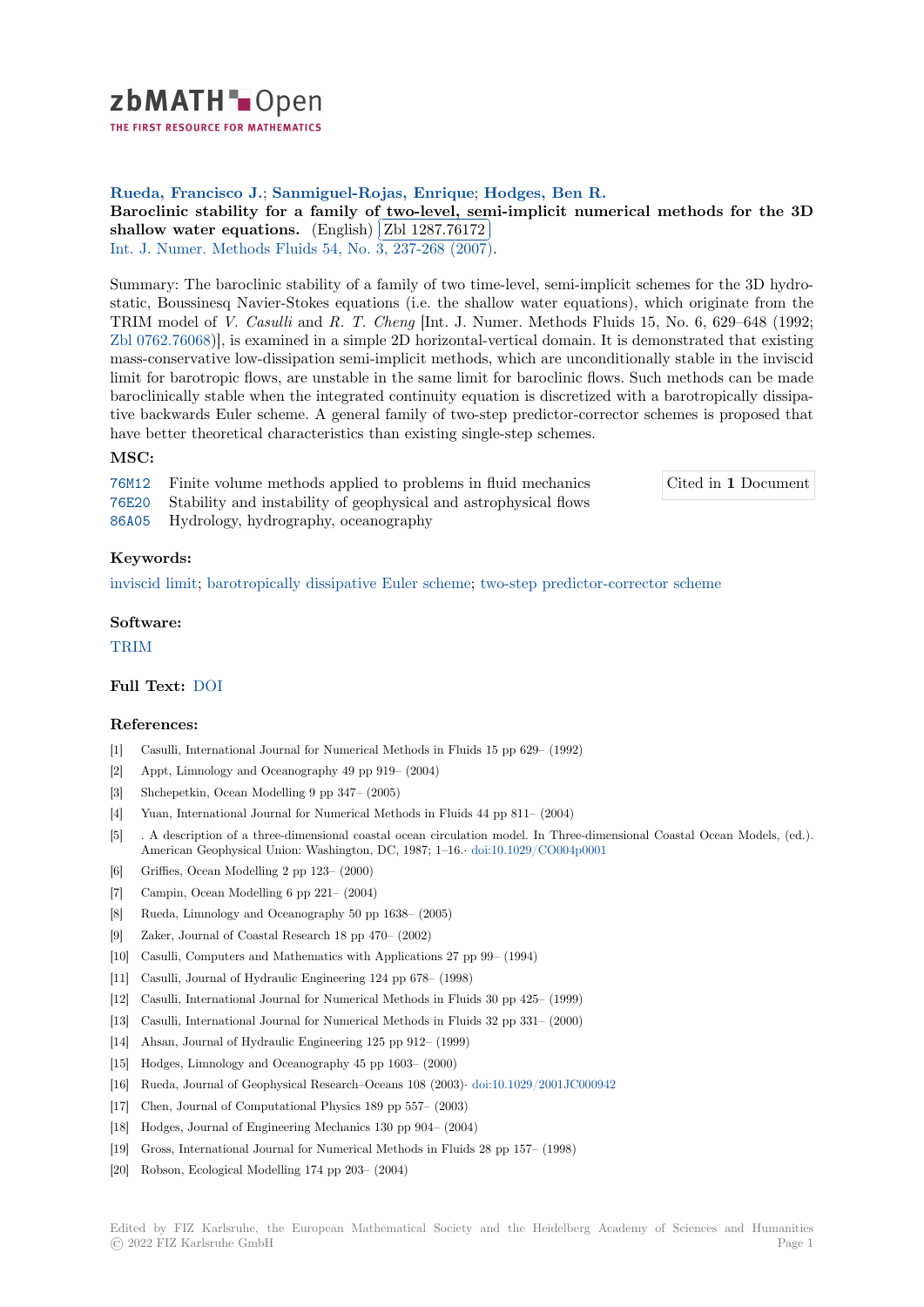**Rueda, Francisco J.**; **Sanmiguel-Rojas, Enrique**; **Hodges, Ben R.**

**Baroclinic stability for a family of two-level, semi-implicit numerical methods for the 3D shallow water equations.** (English) Zbl 1287.76172

Int. J. Numer. Methods Fluids 54, No. 3, 237-268 (2007).

Summary: The baroclinic stability of a family of two time-level, semi-implicit schemes for the 3D hydrostatic, Boussinesq Navier-Stokes equations (i.e. the shallow water equations), which originate from the TRIM model of *V. Casulli* and *R. T. Cheng* [Int. J. Numer. Methods Fluids 15, No. 6, 629–648 (1992; Zbl 0762.76068)], is examined in a simple 2D horizontal-vertical domain. It is demonstrated that existing mass-conservative low-dissipation semi-implicit methods, which are unconditionally stable in the inviscid limit for barotropic flows, are unstable in the same limit for baroclinic flows. Such methods can be made baroclinically stable when the integrated continuity equation is discretized with a barotropically dissipative backwards Euler scheme. A general family of two-step predictor-corrector schemes is proposed that have better theoretical characteristics than existing single-step schemes.

### MSC:

76M12 Finite volume methods applied to problems in fluid mechanics

76E20 Stability and instability of geophysical and astrophysical flows

86A05 Hydrology, hydrography, oceanography

Cited in **1** Document

### Keywords:

inviscid limit; barotropically dissipative Euler scheme; two-step predictor-corrector scheme

### Software:

TRIM

### Full Text: DOI

### References:

[1] Casulli, International Journal for Numerical Methods in Fluids 15 pp 629– (1992)

[2] Appt, Limnology and Oceanography 49 pp 919– (2004)

[3] Shchepetkin, Ocean Modelling 9 pp 347– (2005)

[4] Yuan, International Journal for Numerical Methods in Fluids 44 pp 811– (2004)

[5] . A description of a three-dimensional coastal ocean circulation model. In Three-dimensional Coastal Ocean Models, (ed.). American Geophysical Union: Washington, DC, 1987; 1–16.· doi:10.1029/CO004p0001

[6] Griffies, Ocean Modelling 2 pp 123– (2000)

[7] Campin, Ocean Modelling 6 pp 221– (2004)

[8] Rueda, Limnology and Oceanography 50 pp 1638– (2005)

[9] Zaker, Journal of Coastal Research 18 pp 470– (2002)

[10] Casulli, Computers and Mathematics with Applications 27 pp 99– (1994)

[11] Casulli, Journal of Hydraulic Engineering 124 pp 678– (1998)

[12] Casulli, International Journal for Numerical Methods in Fluids 30 pp 425– (1999)

[13] Casulli, International Journal for Numerical Methods in Fluids 32 pp 331– (2000)

[14] Ahsan, Journal of Hydraulic Engineering 125 pp 912– (1999)

[15] Hodges, Limnology and Oceanography 45 pp 1603– (2000)

[16] Rueda, Journal of Geophysical Research–Oceans 108 (2003)· doi:10.1029/2001JC000942

[17] Chen, Journal of Computational Physics 189 pp 557– (2003)

[18] Hodges, Journal of Engineering Mechanics 130 pp 904– (2004)

[19] Gross, International Journal for Numerical Methods in Fluids 28 pp 157– (1998)

[20] Robson, Ecological Modelling 174 pp 203– (2004)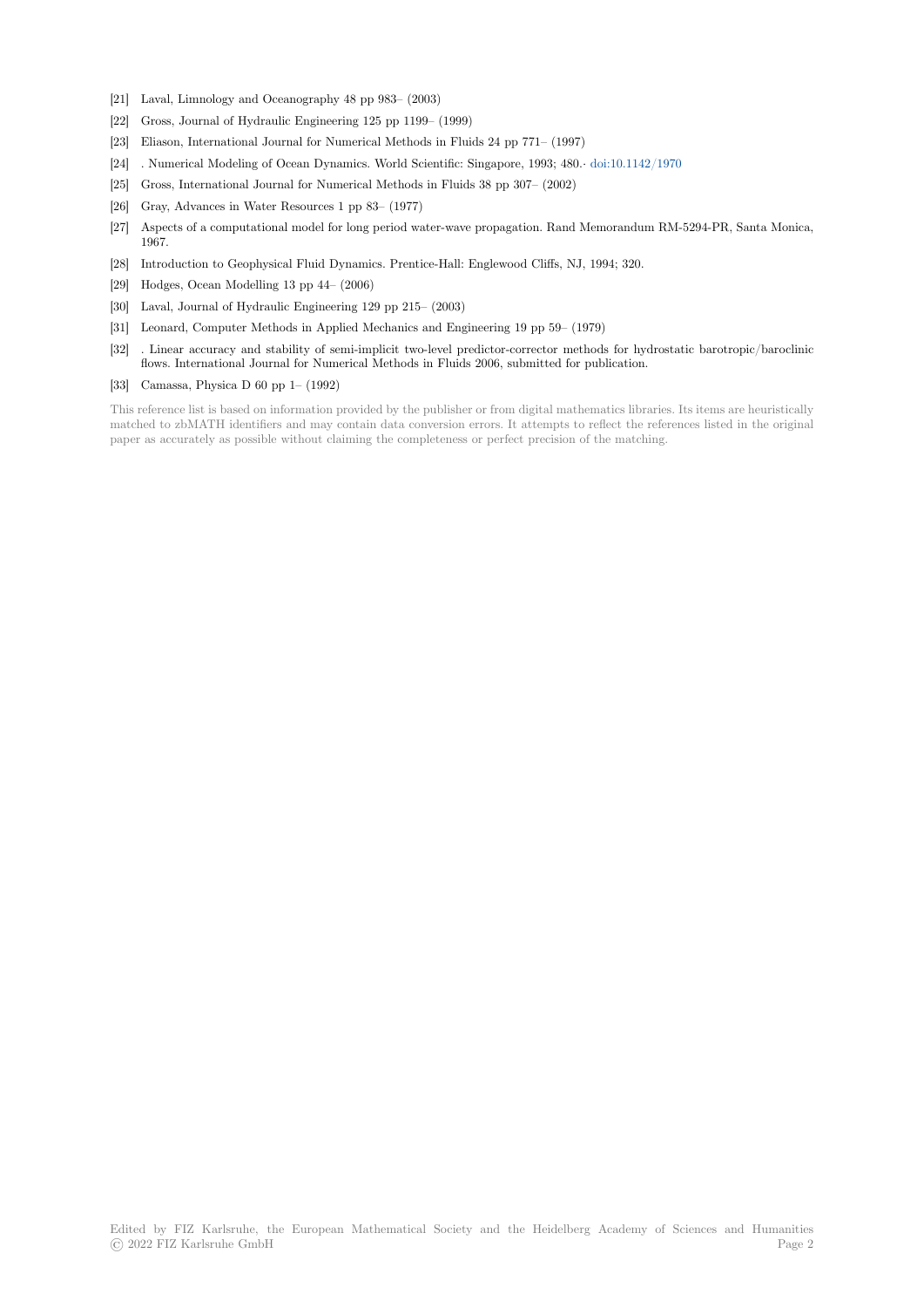[21] Laval, Limnology and Oceanography 48 pp 983– (2003)

[22] Gross, Journal of Hydraulic Engineering 125 pp 1199– (1999)

[23] Eliason, International Journal for Numerical Methods in Fluids 24 pp 771– (1997)

[24] . Numerical Modeling of Ocean Dynamics. World Scientific: Singapore, 1993; 480.· doi:10.1142/1970

[25] Gross, International Journal for Numerical Methods in Fluids 38 pp 307– (2002)

[26] Gray, Advances in Water Resources 1 pp 83– (1977)

[27] Aspects of a computational model for long period water-wave propagation. Rand Memorandum RM-5294-PR, Santa Monica, 1967.

[28] Introduction to Geophysical Fluid Dynamics. Prentice-Hall: Englewood Cliffs, NJ, 1994; 320.

[29] Hodges, Ocean Modelling 13 pp 44– (2006)

[30] Laval, Journal of Hydraulic Engineering 129 pp 215– (2003)

[31] Leonard, Computer Methods in Applied Mechanics and Engineering 19 pp 59– (1979)

[32] . Linear accuracy and stability of semi-implicit two-level predictor-corrector methods for hydrostatic barotropic/baroclinic flows. International Journal for Numerical Methods in Fluids 2006, submitted for publication.

[33] Camassa, Physica D 60 pp 1– (1992)

This reference list is based on information provided by the publisher or from digital mathematics libraries. Its items are heuristically matched to zbMATH identifiers and may contain data conversion errors. It attempts to reflect the references listed in the original paper as accurately as possible without claiming the completeness or perfect precision of the matching.